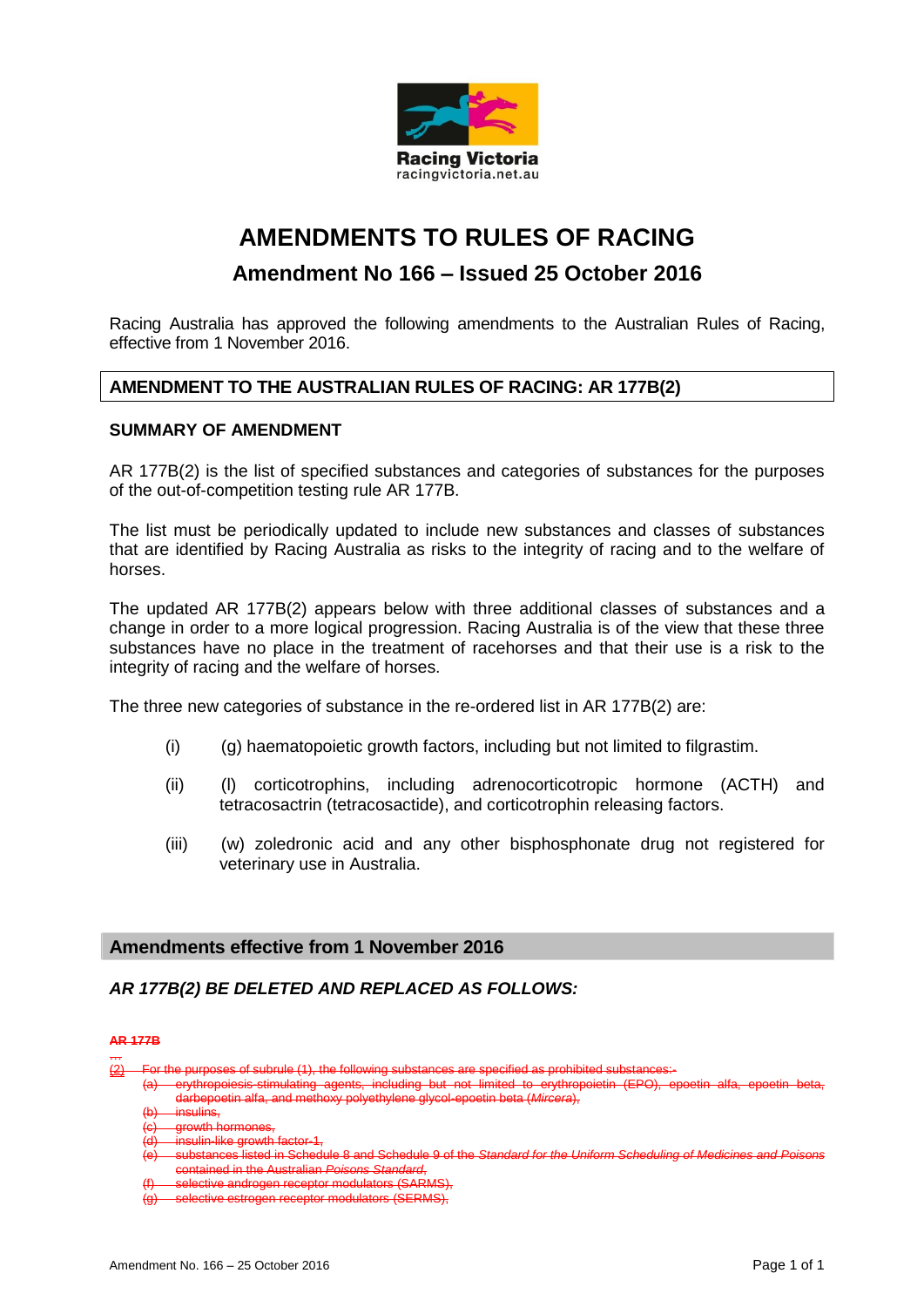Racing Victoria
racingvictoria.net.au

# AMENDMENTS TO RULES OF RACING

## Amendment No 166 – Issued 25 October 2016

Racing Australia has approved the following amendments to the Australian Rules of Racing, effective from 1 November 2016.

### AMENDMENT TO THE AUSTRALIAN RULES OF RACING: AR 177B(2)

**SUMMARY OF AMENDMENT**

AR 177B(2) is the list of specified substances and categories of substances for the purposes of the out-of-competition testing rule AR 177B.

The list must be periodically updated to include new substances and classes of substances that are identified by Racing Australia as risks to the integrity of racing and to the welfare of horses.

The updated AR 177B(2) appears below with three additional classes of substances and a change in order to a more logical progression. Racing Australia is of the view that these three substances have no place in the treatment of racehorses and that their use is a risk to the integrity of racing and the welfare of horses.

The three new categories of substance in the re-ordered list in AR 177B(2) are:

(i) (g) haematopoietic growth factors, including but not limited to filgrastim.

(ii) (l) corticotrophins, including adrenocorticotropic hormone (ACTH) and tetracosactrin (tetracosactide), and corticotrophin releasing factors.

(iii) (w) zoledronic acid and any other bisphosphonate drug not registered for veterinary use in Australia.

### Amendments effective from 1 November 2016

***AR 177B(2) BE DELETED AND REPLACED AS FOLLOWS:***

~~**AR 177B**~~

~~...~~

~~(2) For the purposes of subrule (1), the following substances are specified as prohibited substances:-~~

~~(a) erythropoiesis-stimulating agents, including but not limited to erythropoietin (EPO), epoetin alfa, epoetin beta, darbepoetin alfa, and methoxy polyethylene glycol-epoetin beta (*Mircera*),~~

~~(b) insulins,~~

~~(c) growth hormones,~~

~~(d) insulin-like growth factor-1,~~

~~(e) substances listed in Schedule 8 and Schedule 9 of the *Standard for the Uniform Scheduling of Medicines and Poisons* contained in the Australian *Poisons Standard*,~~

~~(f) selective androgen receptor modulators (SARMS),~~

~~(g) selective estrogen receptor modulators (SERMS),~~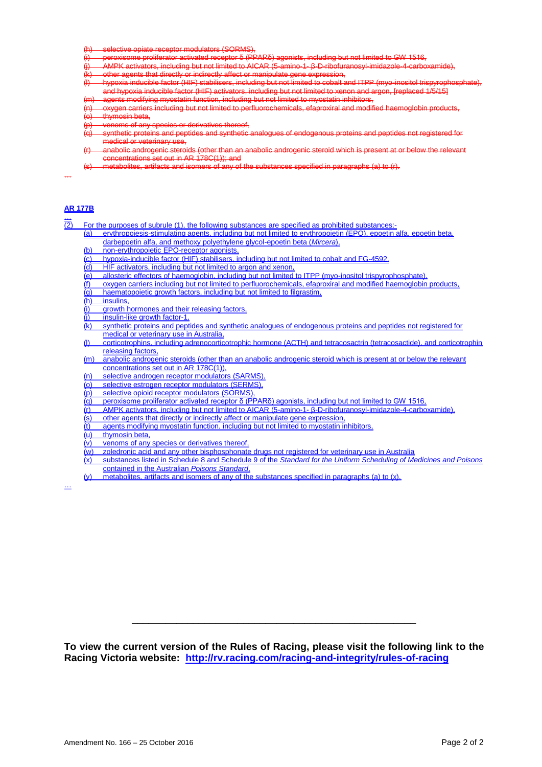~~(h) selective opiate receptor modulators (SORMS),~~

~~(i) peroxisome proliferator activated receptor δ (PPARδ) agonists, including but not limited to GW 1516,~~

~~(j) AMPK activators, including but not limited to AICAR (5-amino-1- β-D-ribofuranosyl-imidazole-4-carboxamide),~~

~~(k) other agents that directly or indirectly affect or manipulate gene expression,~~

~~(l) hypoxia inducible factor (HIF) stabilisers, including but not limited to cobalt and ITPP (myo-inositol trispyrophosphate), and hypoxia inducible factor (HIF) activators, including but not limited to xenon and argon, [replaced 1/5/15]~~

~~(m) agents modifying myostatin function, including but not limited to myostatin inhibitors,~~

~~(n) oxygen carriers including but not limited to perfluorochemicals, efaproxiral and modified haemoglobin products,~~

~~(o) thymosin beta,~~

~~(p) venoms of any species or derivatives thereof,~~

~~(q) synthetic proteins and peptides and synthetic analogues of endogenous proteins and peptides not registered for medical or veterinary use,~~

~~(r) anabolic androgenic steroids (other than an anabolic androgenic steroid which is present at or below the relevant concentrations set out in AR 178C(1)); and~~

~~(s) metabolites, artifacts and isomers of any of the substances specified in paragraphs (a) to (r).~~

~~...~~

**AR 177B**

...

(2) For the purposes of subrule (1), the following substances are specified as prohibited substances:-

(a) erythropoiesis-stimulating agents, including but not limited to erythropoietin (EPO), epoetin alfa, epoetin beta, darbepoetin alfa, and methoxy polyethylene glycol-epoetin beta (*Mircera*),

(b) non-erythropoietic EPO-receptor agonists,

(c) hypoxia-inducible factor (HIF) stabilisers, including but not limited to cobalt and FG-4592,

(d) HIF activators, including but not limited to argon and xenon,

(e) allosteric effectors of haemoglobin, including but not limited to ITPP (myo-inositol trispyrophosphate),

(f) oxygen carriers including but not limited to perfluorochemicals, efaproxiral and modified haemoglobin products,

(g) haematopoietic growth factors, including but not limited to filgrastim,

(h) insulins,

(i) growth hormones and their releasing factors,

(j) insulin-like growth factor-1,

(k) synthetic proteins and peptides and synthetic analogues of endogenous proteins and peptides not registered for medical or veterinary use in Australia,

(l) corticotrophins, including adrenocorticotrophic hormone (ACTH) and tetracosactrin (tetracosactide), and corticotrophin releasing factors,

(m) anabolic androgenic steroids (other than an anabolic androgenic steroid which is present at or below the relevant concentrations set out in AR 178C(1)),

(n) selective androgen receptor modulators (SARMS),

(o) selective estrogen receptor modulators (SERMS),

(p) selective opioid receptor modulators (SORMS),

(q) peroxisome proliferator activated receptor δ (PPARδ) agonists, including but not limited to GW 1516,

(r) AMPK activators, including but not limited to AICAR (5-amino-1- β-D-ribofuranosyl-imidazole-4-carboxamide),

(s) other agents that directly or indirectly affect or manipulate gene expression,

(t) agents modifying myostatin function, including but not limited to myostatin inhibitors,

(u) thymosin beta,

(v) venoms of any species or derivatives thereof,

(w) zoledronic acid and any other bisphosphonate drugs not registered for veterinary use in Australia

(x) substances listed in Schedule 8 and Schedule 9 of the *Standard for the Uniform Scheduling of Medicines and Poisons* contained in the Australian *Poisons Standard*,

(y) metabolites, artifacts and isomers of any of the substances specified in paragraphs (a) to (x).

...

---

**To view the current version of the Rules of Racing, please visit the following link to the Racing Victoria website: [http://rv.racing.com/racing-and-integrity/rules-of-racing](http://rv.racing.com/racing-and-integrity/rules-of-racing)**

Amendment No. 166 – 25 October 2016